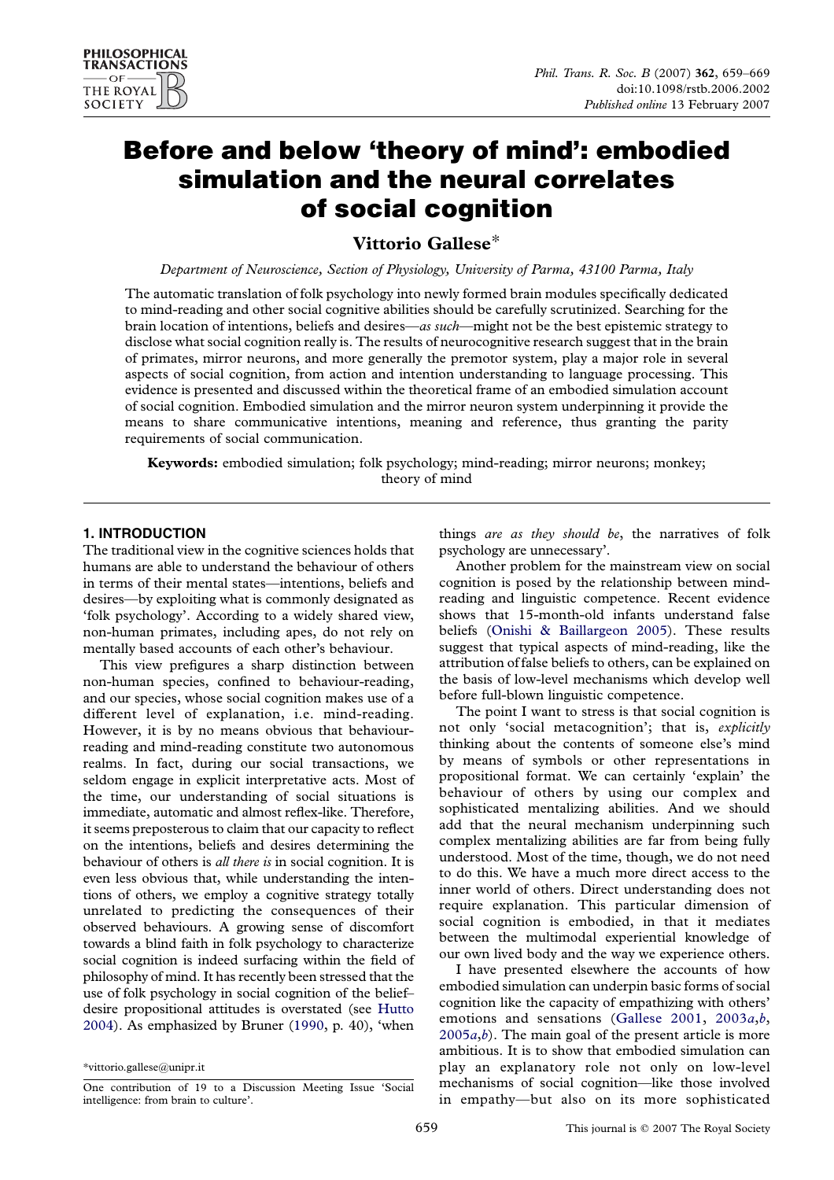# Before and below 'theory of mind': embodied simulation and the neural correlates of social cognition

**Vittorio Gallese***

*Department of Neuroscience, Section of Physiology, University of Parma, 43100 Parma, Italy*

The automatic translation of folk psychology into newly formed brain modules specifically dedicated to mind-reading and other social cognitive abilities should be carefully scrutinized. Searching for the brain location of intentions, beliefs and desires—*as such*—might not be the best epistemic strategy to disclose what social cognition really is. The results of neurocognitive research suggest that in the brain of primates, mirror neurons, and more generally the premotor system, play a major role in several aspects of social cognition, from action and intention understanding to language processing. This evidence is presented and discussed within the theoretical frame of an embodied simulation account of social cognition. Embodied simulation and the mirror neuron system underpinning it provide the means to share communicative intentions, meaning and reference, thus granting the parity requirements of social communication.

**Keywords:** embodied simulation; folk psychology; mind-reading; mirror neurons; monkey; theory of mind

## 1. INTRODUCTION

The traditional view in the cognitive sciences holds that humans are able to understand the behaviour of others in terms of their mental states—intentions, beliefs and desires—by exploiting what is commonly designated as 'folk psychology'. According to a widely shared view, non-human primates, including apes, do not rely on mentally based accounts of each other's behaviour.

This view prefigures a sharp distinction between non-human species, confined to behaviour-reading, and our species, whose social cognition makes use of a different level of explanation, i.e. mind-reading. However, it is by no means obvious that behaviour-reading and mind-reading constitute two autonomous realms. In fact, during our social transactions, we seldom engage in explicit interpretative acts. Most of the time, our understanding of social situations is immediate, automatic and almost reflex-like. Therefore, it seems preposterous to claim that our capacity to reflect on the intentions, beliefs and desires determining the behaviour of others is *all there is* in social cognition. It is even less obvious that, while understanding the intentions of others, we employ a cognitive strategy totally unrelated to predicting the consequences of their observed behaviours. A growing sense of discomfort towards a blind faith in folk psychology to characterize social cognition is indeed surfacing within the field of philosophy of mind. It has recently been stressed that the use of folk psychology in social cognition of the belief–desire propositional attitudes is overstated (see Hutto 2004). As emphasized by Bruner (1990, p. 40), 'when things *are as they should be*, the narratives of folk psychology are unnecessary'.

Another problem for the mainstream view on social cognition is posed by the relationship between mind-reading and linguistic competence. Recent evidence shows that 15-month-old infants understand false beliefs (Onishi & Baillargeon 2005). These results suggest that typical aspects of mind-reading, like the attribution of false beliefs to others, can be explained on the basis of low-level mechanisms which develop well before full-blown linguistic competence.

The point I want to stress is that social cognition is not only 'social metacognition'; that is, *explicitly* thinking about the contents of someone else's mind by means of symbols or other representations in propositional format. We can certainly 'explain' the behaviour of others by using our complex and sophisticated mentalizing abilities. And we should add that the neural mechanism underpinning such complex mentalizing abilities are far from being fully understood. Most of the time, though, we do not need to do this. We have a much more direct access to the inner world of others. Direct understanding does not require explanation. This particular dimension of social cognition is embodied, in that it mediates between the multimodal experiential knowledge of our own lived body and the way we experience others.

I have presented elsewhere the accounts of how embodied simulation can underpin basic forms of social cognition like the capacity of empathizing with others' emotions and sensations (Gallese 2001, 2003*a*,*b*, 2005*a*,*b*). The main goal of the present article is more ambitious. It is to show that embodied simulation can play an explanatory role not only on low-level mechanisms of social cognition—like those involved in empathy—but also on its more sophisticated

*vittorio.gallese@unipr.it

One contribution of 19 to a Discussion Meeting Issue 'Social intelligence: from brain to culture'.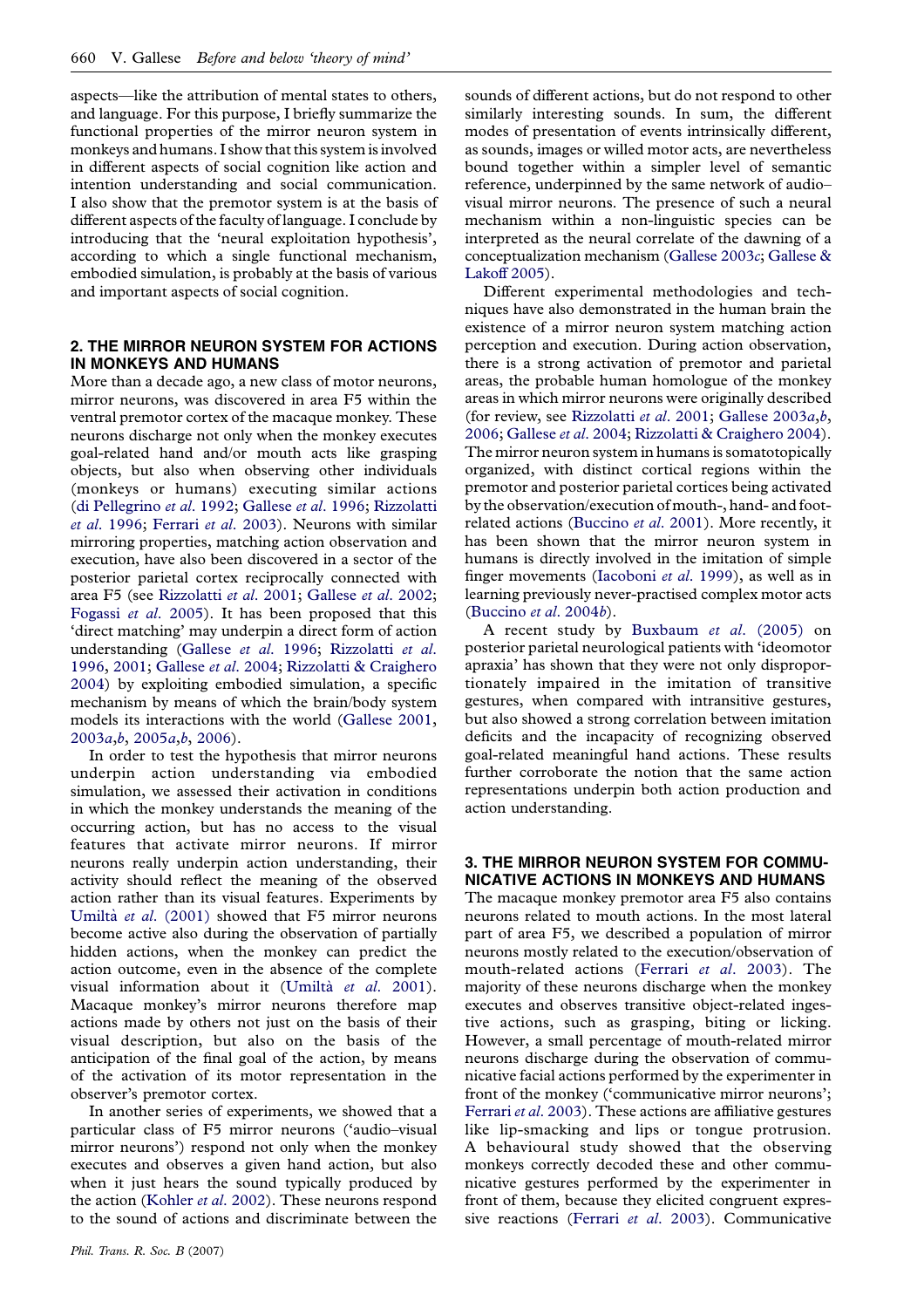aspects—like the attribution of mental states to others, and language. For this purpose, I briefly summarize the functional properties of the mirror neuron system in monkeys and humans. I show that this system is involved in different aspects of social cognition like action and intention understanding and social communication. I also show that the premotor system is at the basis of different aspects of the faculty of language. I conclude by introducing that the 'neural exploitation hypothesis', according to which a single functional mechanism, embodied simulation, is probably at the basis of various and important aspects of social cognition.

## 2. THE MIRROR NEURON SYSTEM FOR ACTIONS IN MONKEYS AND HUMANS

More than a decade ago, a new class of motor neurons, mirror neurons, was discovered in area F5 within the ventral premotor cortex of the macaque monkey. These neurons discharge not only when the monkey executes goal-related hand and/or mouth acts like grasping objects, but also when observing other individuals (monkeys or humans) executing similar actions (di Pellegrino *et al*. 1992; Gallese *et al*. 1996; Rizzolatti *et al*. 1996; Ferrari *et al*. 2003). Neurons with similar mirroring properties, matching action observation and execution, have also been discovered in a sector of the posterior parietal cortex reciprocally connected with area F5 (see Rizzolatti *et al*. 2001; Gallese *et al*. 2002; Fogassi *et al*. 2005). It has been proposed that this 'direct matching' may underpin a direct form of action understanding (Gallese *et al*. 1996; Rizzolatti *et al*. 1996, 2001; Gallese *et al*. 2004; Rizzolatti & Craighero 2004) by exploiting embodied simulation, a specific mechanism by means of which the brain/body system models its interactions with the world (Gallese 2001, 2003*a*,*b*, 2005*a*,*b*, 2006).

In order to test the hypothesis that mirror neurons underpin action understanding via embodied simulation, we assessed their activation in conditions in which the monkey understands the meaning of the occurring action, but has no access to the visual features that activate mirror neurons. If mirror neurons really underpin action understanding, their activity should reflect the meaning of the observed action rather than its visual features. Experiments by Umiltà *et al*. (2001) showed that F5 mirror neurons become active also during the observation of partially hidden actions, when the monkey can predict the action outcome, even in the absence of the complete visual information about it (Umiltà *et al*. 2001). Macaque monkey's mirror neurons therefore map actions made by others not just on the basis of their visual description, but also on the basis of the anticipation of the final goal of the action, by means of the activation of its motor representation in the observer's premotor cortex.

In another series of experiments, we showed that a particular class of F5 mirror neurons ('audio–visual mirror neurons') respond not only when the monkey executes and observes a given hand action, but also when it just hears the sound typically produced by the action (Kohler *et al*. 2002). These neurons respond to the sound of actions and discriminate between the sounds of different actions, but do not respond to other similarly interesting sounds. In sum, the different modes of presentation of events intrinsically different, as sounds, images or willed motor acts, are nevertheless bound together within a simpler level of semantic reference, underpinned by the same network of audio–visual mirror neurons. The presence of such a neural mechanism within a non-linguistic species can be interpreted as the neural correlate of the dawning of a conceptualization mechanism (Gallese 2003*c*; Gallese & Lakoff 2005).

Different experimental methodologies and techniques have also demonstrated in the human brain the existence of a mirror neuron system matching action perception and execution. During action observation, there is a strong activation of premotor and parietal areas, the probable human homologue of the monkey areas in which mirror neurons were originally described (for review, see Rizzolatti *et al*. 2001; Gallese 2003*a*,*b*, 2006; Gallese *et al*. 2004; Rizzolatti & Craighero 2004). The mirror neuron system in humans is somatotopically organized, with distinct cortical regions within the premotor and posterior parietal cortices being activated by the observation/execution of mouth-, hand- and foot-related actions (Buccino *et al*. 2001). More recently, it has been shown that the mirror neuron system in humans is directly involved in the imitation of simple finger movements (Iacoboni *et al*. 1999), as well as in learning previously never-practised complex motor acts (Buccino *et al*. 2004*b*).

A recent study by Buxbaum *et al*. (2005) on posterior parietal neurological patients with 'ideomotor apraxia' has shown that they were not only disproportionately impaired in the imitation of transitive gestures, when compared with intransitive gestures, but also showed a strong correlation between imitation deficits and the incapacity of recognizing observed goal-related meaningful hand actions. These results further corroborate the notion that the same action representations underpin both action production and action understanding.

## 3. THE MIRROR NEURON SYSTEM FOR COMMUNICATIVE ACTIONS IN MONKEYS AND HUMANS

The macaque monkey premotor area F5 also contains neurons related to mouth actions. In the most lateral part of area F5, we described a population of mirror neurons mostly related to the execution/observation of mouth-related actions (Ferrari *et al*. 2003). The majority of these neurons discharge when the monkey executes and observes transitive object-related ingestive actions, such as grasping, biting or licking. However, a small percentage of mouth-related mirror neurons discharge during the observation of communicative facial actions performed by the experimenter in front of the monkey ('communicative mirror neurons'; Ferrari *et al*. 2003). These actions are affiliative gestures like lip-smacking and lips or tongue protrusion. A behavioural study showed that the observing monkeys correctly decoded these and other communicative gestures performed by the experimenter in front of them, because they elicited congruent expressive reactions (Ferrari *et al*. 2003). Communicative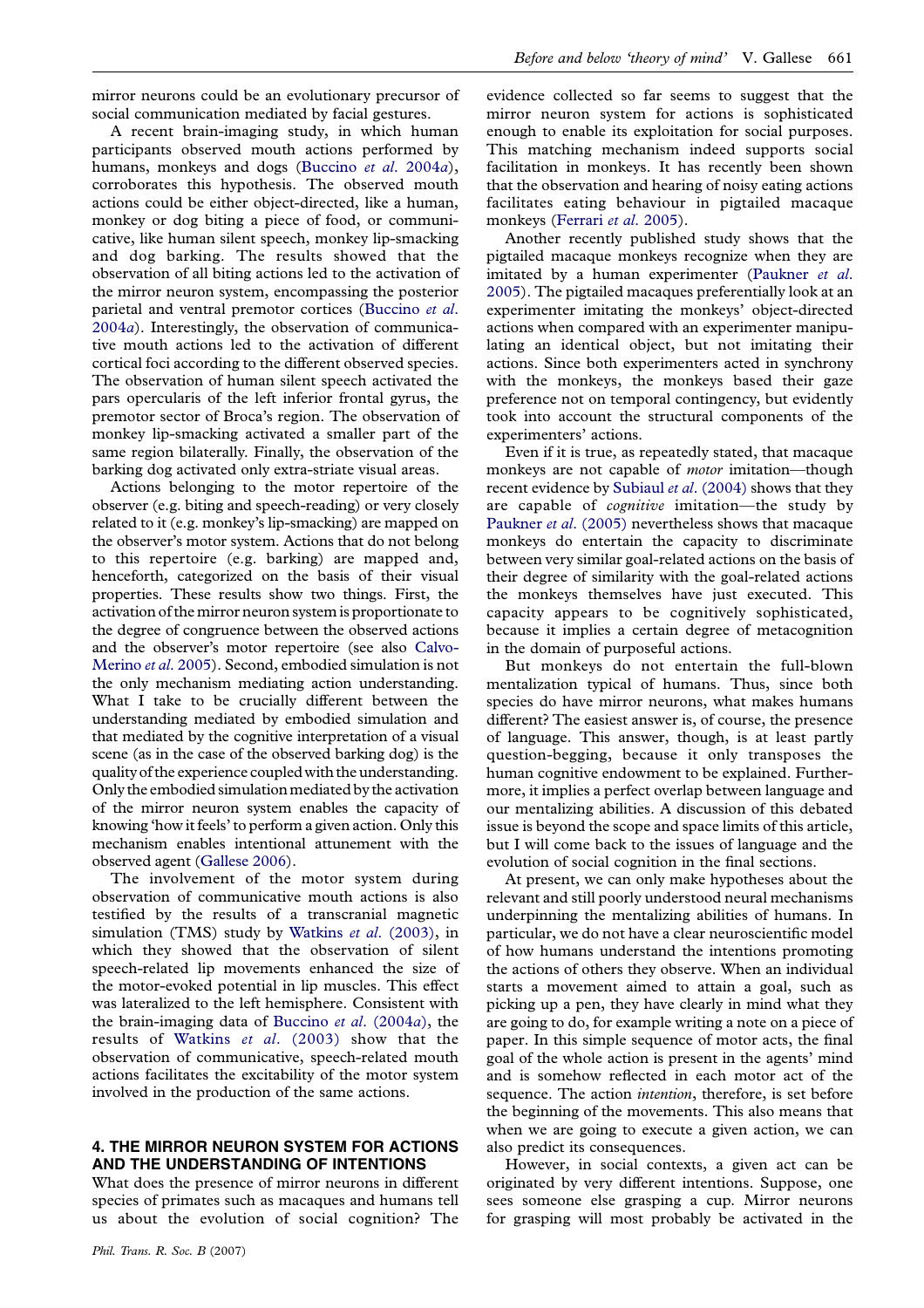mirror neurons could be an evolutionary precursor of social communication mediated by facial gestures.

A recent brain-imaging study, in which human participants observed mouth actions performed by humans, monkeys and dogs (Buccino *et al.* 2004*a*), corroborates this hypothesis. The observed mouth actions could be either object-directed, like a human, monkey or dog biting a piece of food, or communicative, like human silent speech, monkey lip-smacking and dog barking. The results showed that the observation of all biting actions led to the activation of the mirror neuron system, encompassing the posterior parietal and ventral premotor cortices (Buccino *et al.* 2004*a*). Interestingly, the observation of communicative mouth actions led to the activation of different cortical foci according to the different observed species. The observation of human silent speech activated the pars opercularis of the left inferior frontal gyrus, the premotor sector of Broca's region. The observation of monkey lip-smacking activated a smaller part of the same region bilaterally. Finally, the observation of the barking dog activated only extra-striate visual areas.

Actions belonging to the motor repertoire of the observer (e.g. biting and speech-reading) or very closely related to it (e.g. monkey's lip-smacking) are mapped on the observer's motor system. Actions that do not belong to this repertoire (e.g. barking) are mapped and, henceforth, categorized on the basis of their visual properties. These results show two things. First, the activation of the mirror neuron system is proportionate to the degree of congruence between the observed actions and the observer's motor repertoire (see also Calvo-Merino *et al.* 2005). Second, embodied simulation is not the only mechanism mediating action understanding. What I take to be crucially different between the understanding mediated by embodied simulation and that mediated by the cognitive interpretation of a visual scene (as in the case of the observed barking dog) is the quality of the experience coupled with the understanding. Only the embodied simulation mediated by the activation of the mirror neuron system enables the capacity of knowing 'how it feels' to perform a given action. Only this mechanism enables intentional attunement with the observed agent (Gallese 2006).

The involvement of the motor system during observation of communicative mouth actions is also testified by the results of a transcranial magnetic simulation (TMS) study by Watkins *et al.* (2003), in which they showed that the observation of silent speech-related lip movements enhanced the size of the motor-evoked potential in lip muscles. This effect was lateralized to the left hemisphere. Consistent with the brain-imaging data of Buccino *et al.* (2004*a*), the results of Watkins *et al.* (2003) show that the observation of communicative, speech-related mouth actions facilitates the excitability of the motor system involved in the production of the same actions.

## 4. THE MIRROR NEURON SYSTEM FOR ACTIONS AND THE UNDERSTANDING OF INTENTIONS

What does the presence of mirror neurons in different species of primates such as macaques and humans tell us about the evolution of social cognition? The evidence collected so far seems to suggest that the mirror neuron system for actions is sophisticated enough to enable its exploitation for social purposes. This matching mechanism indeed supports social facilitation in monkeys. It has recently been shown that the observation and hearing of noisy eating actions facilitates eating behaviour in pigtailed macaque monkeys (Ferrari *et al.* 2005).

Another recently published study shows that the pigtailed macaque monkeys recognize when they are imitated by a human experimenter (Paukner *et al.* 2005). The pigtailed macaques preferentially look at an experimenter imitating the monkeys' object-directed actions when compared with an experimenter manipulating an identical object, but not imitating their actions. Since both experimenters acted in synchrony with the monkeys, the monkeys based their gaze preference not on temporal contingency, but evidently took into account the structural components of the experimenters' actions.

Even if it is true, as repeatedly stated, that macaque monkeys are not capable of *motor* imitation—though recent evidence by Subiaul *et al.* (2004) shows that they are capable of *cognitive* imitation—the study by Paukner *et al.* (2005) nevertheless shows that macaque monkeys do entertain the capacity to discriminate between very similar goal-related actions on the basis of their degree of similarity with the goal-related actions the monkeys themselves have just executed. This capacity appears to be cognitively sophisticated, because it implies a certain degree of metacognition in the domain of purposeful actions.

But monkeys do not entertain the full-blown mentalization typical of humans. Thus, since both species do have mirror neurons, what makes humans different? The easiest answer is, of course, the presence of language. This answer, though, is at least partly question-begging, because it only transposes the human cognitive endowment to be explained. Furthermore, it implies a perfect overlap between language and our mentalizing abilities. A discussion of this debated issue is beyond the scope and space limits of this article, but I will come back to the issues of language and the evolution of social cognition in the final sections.

At present, we can only make hypotheses about the relevant and still poorly understood neural mechanisms underpinning the mentalizing abilities of humans. In particular, we do not have a clear neuroscientific model of how humans understand the intentions promoting the actions of others they observe. When an individual starts a movement aimed to attain a goal, such as picking up a pen, they have clearly in mind what they are going to do, for example writing a note on a piece of paper. In this simple sequence of motor acts, the final goal of the whole action is present in the agents' mind and is somehow reflected in each motor act of the sequence. The action *intention*, therefore, is set before the beginning of the movements. This also means that when we are going to execute a given action, we can also predict its consequences.

However, in social contexts, a given act can be originated by very different intentions. Suppose, one sees someone else grasping a cup. Mirror neurons for grasping will most probably be activated in the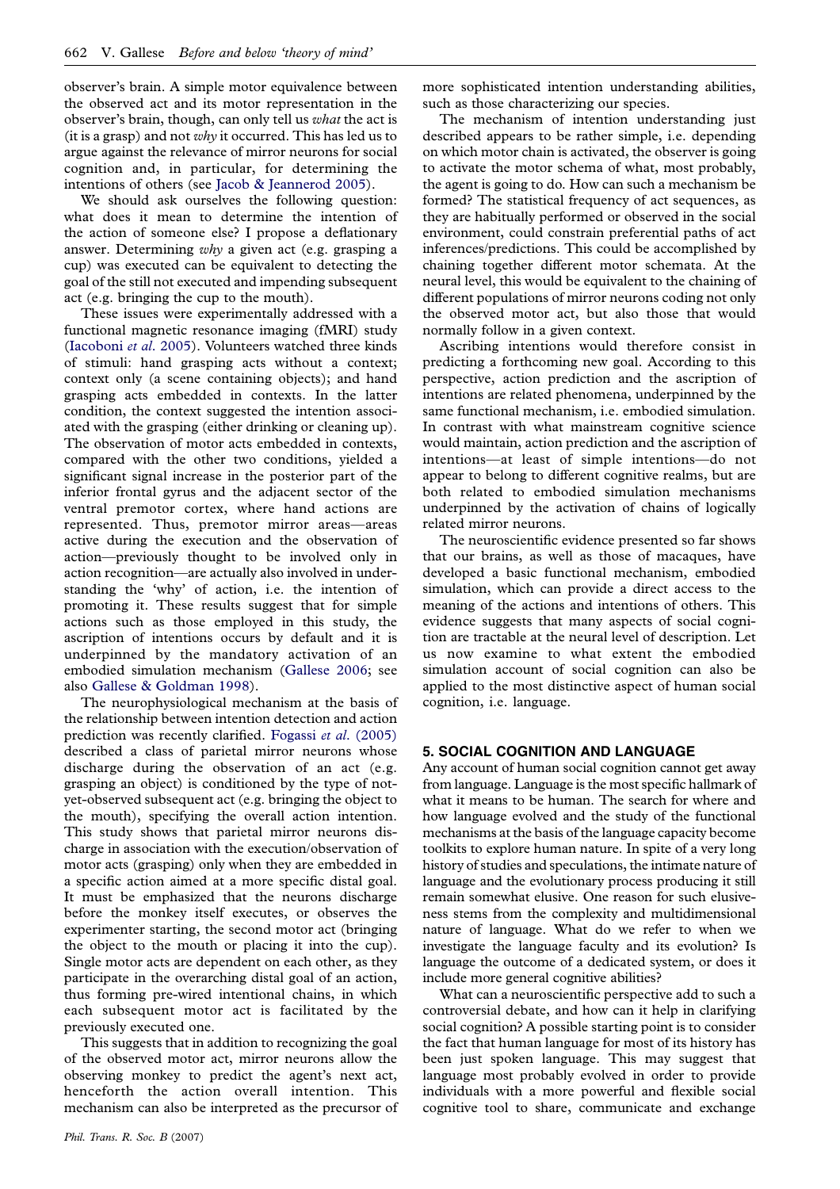observer's brain. A simple motor equivalence between the observed act and its motor representation in the observer's brain, though, can only tell us *what* the act is (it is a grasp) and not *why* it occurred. This has led us to argue against the relevance of mirror neurons for social cognition and, in particular, for determining the intentions of others (see Jacob & Jeannerod 2005).

We should ask ourselves the following question: what does it mean to determine the intention of the action of someone else? I propose a deflationary answer. Determining *why* a given act (e.g. grasping a cup) was executed can be equivalent to detecting the goal of the still not executed and impending subsequent act (e.g. bringing the cup to the mouth).

These issues were experimentally addressed with a functional magnetic resonance imaging (fMRI) study (Iacoboni *et al*. 2005). Volunteers watched three kinds of stimuli: hand grasping acts without a context; context only (a scene containing objects); and hand grasping acts embedded in contexts. In the latter condition, the context suggested the intention associated with the grasping (either drinking or cleaning up). The observation of motor acts embedded in contexts, compared with the other two conditions, yielded a significant signal increase in the posterior part of the inferior frontal gyrus and the adjacent sector of the ventral premotor cortex, where hand actions are represented. Thus, premotor mirror areas—areas active during the execution and the observation of action—previously thought to be involved only in action recognition—are actually also involved in understanding the 'why' of action, i.e. the intention of promoting it. These results suggest that for simple actions such as those employed in this study, the ascription of intentions occurs by default and it is underpinned by the mandatory activation of an embodied simulation mechanism (Gallese 2006; see also Gallese & Goldman 1998).

The neurophysiological mechanism at the basis of the relationship between intention detection and action prediction was recently clarified. Fogassi *et al*. (2005) described a class of parietal mirror neurons whose discharge during the observation of an act (e.g. grasping an object) is conditioned by the type of not-yet-observed subsequent act (e.g. bringing the object to the mouth), specifying the overall action intention. This study shows that parietal mirror neurons discharge in association with the execution/observation of motor acts (grasping) only when they are embedded in a specific action aimed at a more specific distal goal. It must be emphasized that the neurons discharge before the monkey itself executes, or observes the experimenter starting, the second motor act (bringing the object to the mouth or placing it into the cup). Single motor acts are dependent on each other, as they participate in the overarching distal goal of an action, thus forming pre-wired intentional chains, in which each subsequent motor act is facilitated by the previously executed one.

This suggests that in addition to recognizing the goal of the observed motor act, mirror neurons allow the observing monkey to predict the agent's next act, henceforth the action overall intention. This mechanism can also be interpreted as the precursor of more sophisticated intention understanding abilities, such as those characterizing our species.

The mechanism of intention understanding just described appears to be rather simple, i.e. depending on which motor chain is activated, the observer is going to activate the motor schema of what, most probably, the agent is going to do. How can such a mechanism be formed? The statistical frequency of act sequences, as they are habitually performed or observed in the social environment, could constrain preferential paths of act inferences/predictions. This could be accomplished by chaining together different motor schemata. At the neural level, this would be equivalent to the chaining of different populations of mirror neurons coding not only the observed motor act, but also those that would normally follow in a given context.

Ascribing intentions would therefore consist in predicting a forthcoming new goal. According to this perspective, action prediction and the ascription of intentions are related phenomena, underpinned by the same functional mechanism, i.e. embodied simulation. In contrast with what mainstream cognitive science would maintain, action prediction and the ascription of intentions—at least of simple intentions—do not appear to belong to different cognitive realms, but are both related to embodied simulation mechanisms underpinned by the activation of chains of logically related mirror neurons.

The neuroscientific evidence presented so far shows that our brains, as well as those of macaques, have developed a basic functional mechanism, embodied simulation, which can provide a direct access to the meaning of the actions and intentions of others. This evidence suggests that many aspects of social cognition are tractable at the neural level of description. Let us now examine to what extent the embodied simulation account of social cognition can also be applied to the most distinctive aspect of human social cognition, i.e. language.

## 5. SOCIAL COGNITION AND LANGUAGE

Any account of human social cognition cannot get away from language. Language is the most specific hallmark of what it means to be human. The search for where and how language evolved and the study of the functional mechanisms at the basis of the language capacity become toolkits to explore human nature. In spite of a very long history of studies and speculations, the intimate nature of language and the evolutionary process producing it still remain somewhat elusive. One reason for such elusiveness stems from the complexity and multidimensional nature of language. What do we refer to when we investigate the language faculty and its evolution? Is language the outcome of a dedicated system, or does it include more general cognitive abilities?

What can a neuroscientific perspective add to such a controversial debate, and how can it help in clarifying social cognition? A possible starting point is to consider the fact that human language for most of its history has been just spoken language. This may suggest that language most probably evolved in order to provide individuals with a more powerful and flexible social cognitive tool to share, communicate and exchange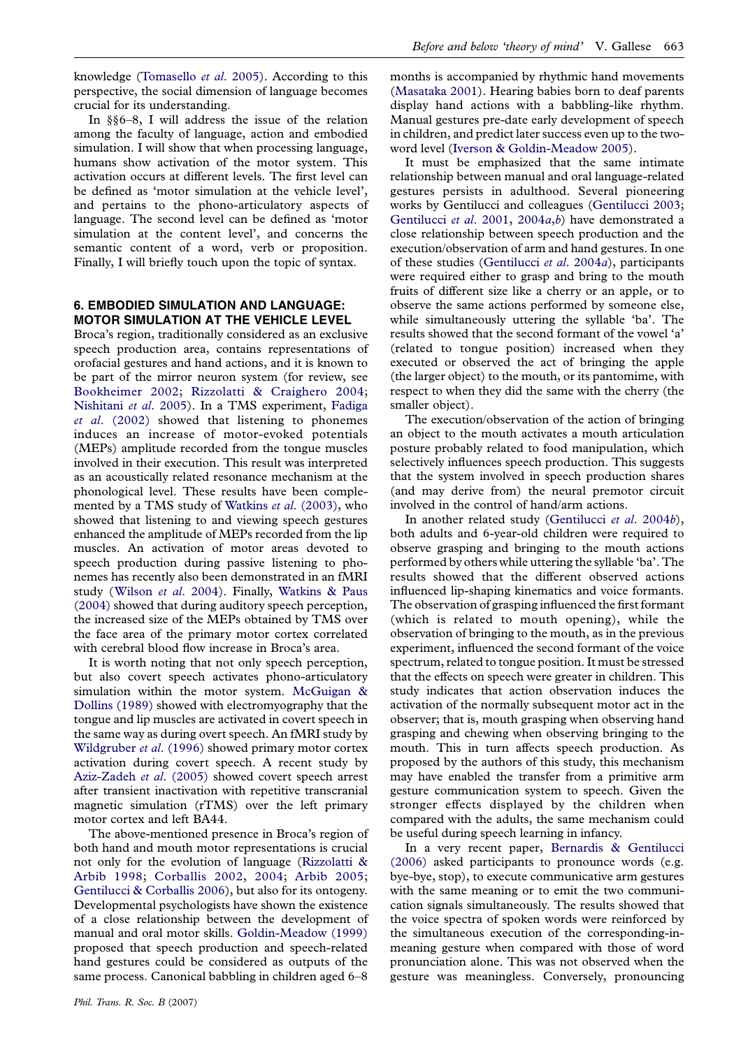knowledge (Tomasello *et al.* 2005). According to this perspective, the social dimension of language becomes crucial for its understanding.

In §§6–8, I will address the issue of the relation among the faculty of language, action and embodied simulation. I will show that when processing language, humans show activation of the motor system. This activation occurs at different levels. The first level can be defined as 'motor simulation at the vehicle level', and pertains to the phono-articulatory aspects of language. The second level can be defined as 'motor simulation at the content level', and concerns the semantic content of a word, verb or proposition. Finally, I will briefly touch upon the topic of syntax.

## 6. EMBODIED SIMULATION AND LANGUAGE: MOTOR SIMULATION AT THE VEHICLE LEVEL

Broca's region, traditionally considered as an exclusive speech production area, contains representations of orofacial gestures and hand actions, and it is known to be part of the mirror neuron system (for review, see Bookheimer 2002; Rizzolatti & Craighero 2004; Nishitani *et al.* 2005). In a TMS experiment, Fadiga *et al.* (2002) showed that listening to phonemes induces an increase of motor-evoked potentials (MEPs) amplitude recorded from the tongue muscles involved in their execution. This result was interpreted as an acoustically related resonance mechanism at the phonological level. These results have been complemented by a TMS study of Watkins *et al.* (2003), who showed that listening to and viewing speech gestures enhanced the amplitude of MEPs recorded from the lip muscles. An activation of motor areas devoted to speech production during passive listening to phonemes has recently also been demonstrated in an fMRI study (Wilson *et al.* 2004). Finally, Watkins & Paus (2004) showed that during auditory speech perception, the increased size of the MEPs obtained by TMS over the face area of the primary motor cortex correlated with cerebral blood flow increase in Broca's area.

It is worth noting that not only speech perception, but also covert speech activates phono-articulatory simulation within the motor system. McGuigan & Dollins (1989) showed with electromyography that the tongue and lip muscles are activated in covert speech in the same way as during overt speech. An fMRI study by Wildgruber *et al.* (1996) showed primary motor cortex activation during covert speech. A recent study by Aziz-Zadeh *et al.* (2005) showed covert speech arrest after transient inactivation with repetitive transcranial magnetic stimulation (rTMS) over the left primary motor cortex and left BA44.

The above-mentioned presence in Broca's region of both hand and mouth motor representations is crucial not only for the evolution of language (Rizzolatti & Arbib 1998; Corballis 2002, 2004; Arbib 2005; Gentilucci & Corballis 2006), but also for its ontogeny. Developmental psychologists have shown the existence of a close relationship between the development of manual and oral motor skills. Goldin-Meadow (1999) proposed that speech production and speech-related hand gestures could be considered as outputs of the same process. Canonical babbling in children aged 6–8 months is accompanied by rhythmic hand movements (Masataka 2001). Hearing babies born to deaf parents display hand actions with a babbling-like rhythm. Manual gestures pre-date early development of speech in children, and predict later success even up to the two-word level (Iverson & Goldin-Meadow 2005).

It must be emphasized that the same intimate relationship between manual and oral language-related gestures persists in adulthood. Several pioneering works by Gentilucci and colleagues (Gentilucci 2003; Gentilucci *et al.* 2001, 2004*a*,*b*) have demonstrated a close relationship between speech production and the execution/observation of arm and hand gestures. In one of these studies (Gentilucci *et al.* 2004*a*), participants were required either to grasp and bring to the mouth fruits of different size like a cherry or an apple, or to observe the same actions performed by someone else, while simultaneously uttering the syllable 'ba'. The results showed that the second formant of the vowel 'a' (related to tongue position) increased when they executed or observed the act of bringing the apple (the larger object) to the mouth, or its pantomime, with respect to when they did the same with the cherry (the smaller object).

The execution/observation of the action of bringing an object to the mouth activates a mouth articulation posture probably related to food manipulation, which selectively influences speech production. This suggests that the system involved in speech production shares (and may derive from) the neural premotor circuit involved in the control of hand/arm actions.

In another related study (Gentilucci *et al.* 2004*b*), both adults and 6-year-old children were required to observe grasping and bringing to the mouth actions performed by others while uttering the syllable 'ba'. The results showed that the different observed actions influenced lip-shaping kinematics and voice formants. The observation of grasping influenced the first formant (which is related to mouth opening), while the observation of bringing to the mouth, as in the previous experiment, influenced the second formant of the voice spectrum, related to tongue position. It must be stressed that the effects on speech were greater in children. This study indicates that action observation induces the activation of the normally subsequent motor act in the observer; that is, mouth grasping when observing hand grasping and chewing when observing bringing to the mouth. This in turn affects speech production. As proposed by the authors of this study, this mechanism may have enabled the transfer from a primitive arm gesture communication system to speech. Given the stronger effects displayed by the children when compared with the adults, the same mechanism could be useful during speech learning in infancy.

In a very recent paper, Bernardis & Gentilucci (2006) asked participants to pronounce words (e.g. bye-bye, stop), to execute communicative arm gestures with the same meaning or to emit the two communication signals simultaneously. The results showed that the voice spectra of spoken words were reinforced by the simultaneous execution of the corresponding-in-meaning gesture when compared with those of word pronunciation alone. This was not observed when the gesture was meaningless. Conversely, pronouncing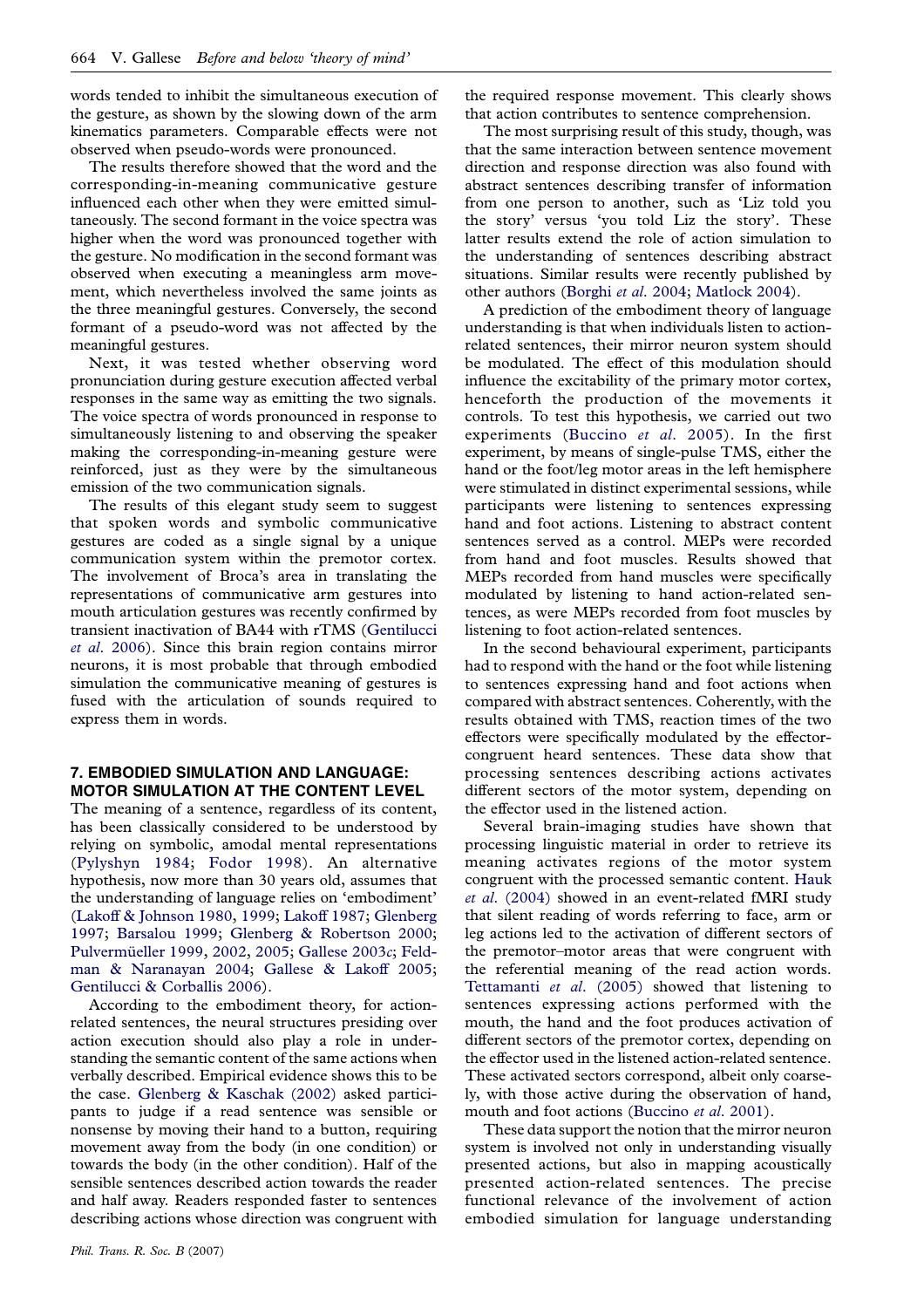words tended to inhibit the simultaneous execution of the gesture, as shown by the slowing down of the arm kinematics parameters. Comparable effects were not observed when pseudo-words were pronounced.

The results therefore showed that the word and the corresponding-in-meaning communicative gesture influenced each other when they were emitted simultaneously. The second formant in the voice spectra was higher when the word was pronounced together with the gesture. No modification in the second formant was observed when executing a meaningless arm movement, which nevertheless involved the same joints as the three meaningful gestures. Conversely, the second formant of a pseudo-word was not affected by the meaningful gestures.

Next, it was tested whether observing word pronunciation during gesture execution affected verbal responses in the same way as emitting the two signals. The voice spectra of words pronounced in response to simultaneously listening to and observing the speaker making the corresponding-in-meaning gesture were reinforced, just as they were by the simultaneous emission of the two communication signals.

The results of this elegant study seem to suggest that spoken words and symbolic communicative gestures are coded as a single signal by a unique communication system within the premotor cortex. The involvement of Broca's area in translating the representations of communicative arm gestures into mouth articulation gestures was recently confirmed by transient inactivation of BA44 with rTMS (Gentilucci *et al*. 2006). Since this brain region contains mirror neurons, it is most probable that through embodied simulation the communicative meaning of gestures is fused with the articulation of sounds required to express them in words.

## 7. EMBODIED SIMULATION AND LANGUAGE: MOTOR SIMULATION AT THE CONTENT LEVEL

The meaning of a sentence, regardless of its content, has been classically considered to be understood by relying on symbolic, amodal mental representations (Pylyshyn 1984; Fodor 1998). An alternative hypothesis, now more than 30 years old, assumes that the understanding of language relies on 'embodiment' (Lakoff & Johnson 1980, 1999; Lakoff 1987; Glenberg 1997; Barsalou 1999; Glenberg & Robertson 2000; Pulvermüeller 1999, 2002, 2005; Gallese 2003*c*; Feldman & Naranayan 2004; Gallese & Lakoff 2005; Gentilucci & Corballis 2006).

According to the embodiment theory, for action-related sentences, the neural structures presiding over action execution should also play a role in understanding the semantic content of the same actions when verbally described. Empirical evidence shows this to be the case. Glenberg & Kaschak (2002) asked participants to judge if a read sentence was sensible or nonsense by moving their hand to a button, requiring movement away from the body (in one condition) or towards the body (in the other condition). Half of the sensible sentences described action towards the reader and half away. Readers responded faster to sentences describing actions whose direction was congruent with the required response movement. This clearly shows that action contributes to sentence comprehension.

The most surprising result of this study, though, was that the same interaction between sentence movement direction and response direction was also found with abstract sentences describing transfer of information from one person to another, such as 'Liz told you the story' versus 'you told Liz the story'. These latter results extend the role of action simulation to the understanding of sentences describing abstract situations. Similar results were recently published by other authors (Borghi *et al*. 2004; Matlock 2004).

A prediction of the embodiment theory of language understanding is that when individuals listen to action-related sentences, their mirror neuron system should be modulated. The effect of this modulation should influence the excitability of the primary motor cortex, henceforth the production of the movements it controls. To test this hypothesis, we carried out two experiments (Buccino *et al*. 2005). In the first experiment, by means of single-pulse TMS, either the hand or the foot/leg motor areas in the left hemisphere were stimulated in distinct experimental sessions, while participants were listening to sentences expressing hand and foot actions. Listening to abstract content sentences served as a control. MEPs were recorded from hand and foot muscles. Results showed that MEPs recorded from hand muscles were specifically modulated by listening to hand action-related sentences, as were MEPs recorded from foot muscles by listening to foot action-related sentences.

In the second behavioural experiment, participants had to respond with the hand or the foot while listening to sentences expressing hand and foot actions when compared with abstract sentences. Coherently, with the results obtained with TMS, reaction times of the two effectors were specifically modulated by the effector-congruent heard sentences. These data show that processing sentences describing actions activates different sectors of the motor system, depending on the effector used in the listened action.

Several brain-imaging studies have shown that processing linguistic material in order to retrieve its meaning activates regions of the motor system congruent with the processed semantic content. Hauk *et al*. (2004) showed in an event-related fMRI study that silent reading of words referring to face, arm or leg actions led to the activation of different sectors of the premotor–motor areas that were congruent with the referential meaning of the read action words. Tettamanti *et al*. (2005) showed that listening to sentences expressing actions performed with the mouth, the hand and the foot produces activation of different sectors of the premotor cortex, depending on the effector used in the listened action-related sentence. These activated sectors correspond, albeit only coarsely, with those active during the observation of hand, mouth and foot actions (Buccino *et al*. 2001).

These data support the notion that the mirror neuron system is involved not only in understanding visually presented actions, but also in mapping acoustically presented action-related sentences. The precise functional relevance of the involvement of action embodied simulation for language understanding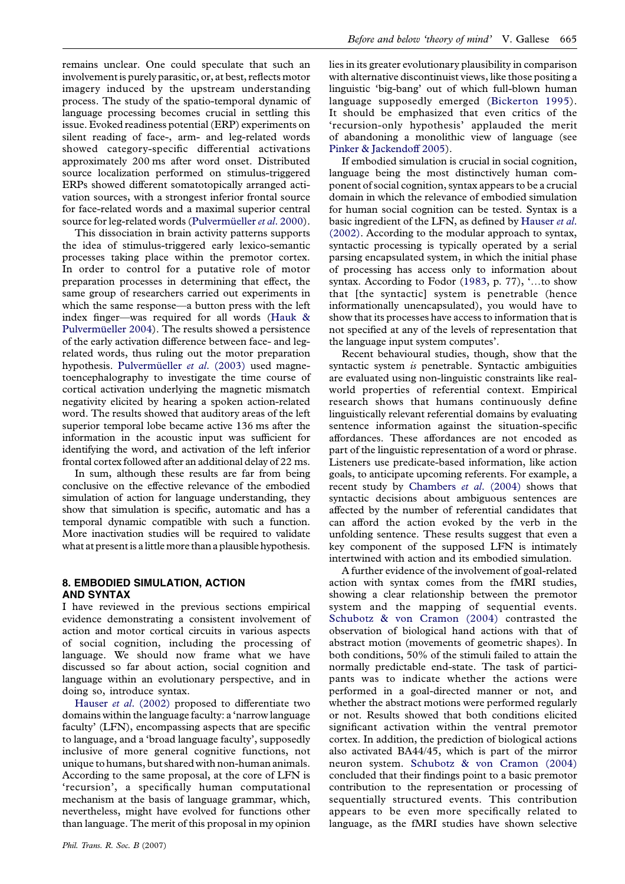remains unclear. One could speculate that such an involvement is purely parasitic, or, at best, reflects motor imagery induced by the upstream understanding process. The study of the spatio-temporal dynamic of language processing becomes crucial in settling this issue. Evoked readiness potential (ERP) experiments on silent reading of face-, arm- and leg-related words showed category-specific differential activations approximately 200 ms after word onset. Distributed source localization performed on stimulus-triggered ERPs showed different somatotopically arranged activation sources, with a strongest inferior frontal source for face-related words and a maximal superior central source for leg-related words (Pulvermüeller *et al.* 2000).

This dissociation in brain activity patterns supports the idea of stimulus-triggered early lexico-semantic processes taking place within the premotor cortex. In order to control for a putative role of motor preparation processes in determining that effect, the same group of researchers carried out experiments in which the same response—a button press with the left index finger—was required for all words (Hauk & Pulvermüeller 2004). The results showed a persistence of the early activation difference between face- and leg-related words, thus ruling out the motor preparation hypothesis. Pulvermüeller *et al.* (2003) used magnetoencephalography to investigate the time course of cortical activation underlying the magnetic mismatch negativity elicited by hearing a spoken action-related word. The results showed that auditory areas of the left superior temporal lobe became active 136 ms after the information in the acoustic input was sufficient for identifying the word, and activation of the left inferior frontal cortex followed after an additional delay of 22 ms.

In sum, although these results are far from being conclusive on the effective relevance of the embodied simulation of action for language understanding, they show that simulation is specific, automatic and has a temporal dynamic compatible with such a function. More inactivation studies will be required to validate what at present is a little more than a plausible hypothesis.

## 8. EMBODIED SIMULATION, ACTION AND SYNTAX

I have reviewed in the previous sections empirical evidence demonstrating a consistent involvement of action and motor cortical circuits in various aspects of social cognition, including the processing of language. We should now frame what we have discussed so far about action, social cognition and language within an evolutionary perspective, and in doing so, introduce syntax.

Hauser *et al.* (2002) proposed to differentiate two domains within the language faculty: a 'narrow language faculty' (LFN), encompassing aspects that are specific to language, and a 'broad language faculty', supposedly inclusive of more general cognitive functions, not unique to humans, but shared with non-human animals. According to the same proposal, at the core of LFN is 'recursion', a specifically human computational mechanism at the basis of language grammar, which, nevertheless, might have evolved for functions other than language. The merit of this proposal in my opinion lies in its greater evolutionary plausibility in comparison with alternative discontinuist views, like those positing a linguistic 'big-bang' out of which full-blown human language supposedly emerged (Bickerton 1995). It should be emphasized that even critics of the 'recursion-only hypothesis' applauded the merit of abandoning a monolithic view of language (see Pinker & Jackendoff 2005).

If embodied simulation is crucial in social cognition, language being the most distinctively human component of social cognition, syntax appears to be a crucial domain in which the relevance of embodied simulation for human social cognition can be tested. Syntax is a basic ingredient of the LFN, as defined by Hauser *et al.* (2002). According to the modular approach to syntax, syntactic processing is typically operated by a serial parsing encapsulated system, in which the initial phase of processing has access only to information about syntax. According to Fodor (1983, p. 77), '…to show that [the syntactic] system is penetrable (hence informationally unencapsulated), you would have to show that its processes have access to information that is not specified at any of the levels of representation that the language input system computes'.

Recent behavioural studies, though, show that the syntactic system *is* penetrable. Syntactic ambiguities are evaluated using non-linguistic constraints like real-world properties of referential context. Empirical research shows that humans continuously define linguistically relevant referential domains by evaluating sentence information against the situation-specific affordances. These affordances are not encoded as part of the linguistic representation of a word or phrase. Listeners use predicate-based information, like action goals, to anticipate upcoming referents. For example, a recent study by Chambers *et al.* (2004) shows that syntactic decisions about ambiguous sentences are affected by the number of referential candidates that can afford the action evoked by the verb in the unfolding sentence. These results suggest that even a key component of the supposed LFN is intimately intertwined with action and its embodied simulation.

A further evidence of the involvement of goal-related action with syntax comes from the fMRI studies, showing a clear relationship between the premotor system and the mapping of sequential events. Schubotz & von Cramon (2004) contrasted the observation of biological hand actions with that of abstract motion (movements of geometric shapes). In both conditions, 50% of the stimuli failed to attain the normally predictable end-state. The task of participants was to indicate whether the actions were performed in a goal-directed manner or not, and whether the abstract motions were performed regularly or not. Results showed that both conditions elicited significant activation within the ventral premotor cortex. In addition, the prediction of biological actions also activated BA44/45, which is part of the mirror neuron system. Schubotz & von Cramon (2004) concluded that their findings point to a basic premotor contribution to the representation or processing of sequentially structured events. This contribution appears to be even more specifically related to language, as the fMRI studies have shown selective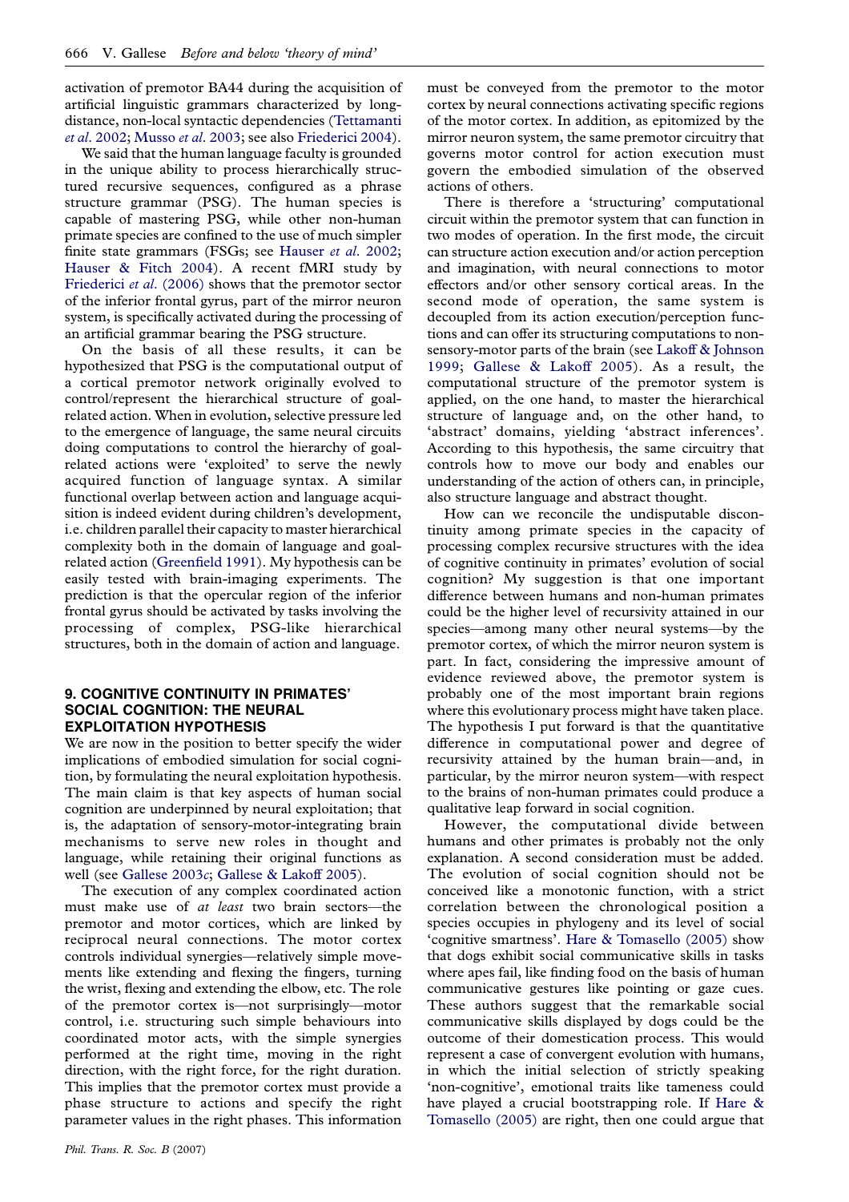activation of premotor BA44 during the acquisition of artificial linguistic grammars characterized by long-distance, non-local syntactic dependencies (Tettamanti *et al.* 2002; Musso *et al.* 2003; see also Friederici 2004).

We said that the human language faculty is grounded in the unique ability to process hierarchically structured recursive sequences, configured as a phrase structure grammar (PSG). The human species is capable of mastering PSG, while other non-human primate species are confined to the use of much simpler finite state grammars (FSGs; see Hauser *et al.* 2002; Hauser & Fitch 2004). A recent fMRI study by Friederici *et al.* (2006) shows that the premotor sector of the inferior frontal gyrus, part of the mirror neuron system, is specifically activated during the processing of an artificial grammar bearing the PSG structure.

On the basis of all these results, it can be hypothesized that PSG is the computational output of a cortical premotor network originally evolved to control/represent the hierarchical structure of goal-related action. When in evolution, selective pressure led to the emergence of language, the same neural circuits doing computations to control the hierarchy of goal-related actions were 'exploited' to serve the newly acquired function of language syntax. A similar functional overlap between action and language acquisition is indeed evident during children's development, i.e. children parallel their capacity to master hierarchical complexity both in the domain of language and goal-related action (Greenfield 1991). My hypothesis can be easily tested with brain-imaging experiments. The prediction is that the opercular region of the inferior frontal gyrus should be activated by tasks involving the processing of complex, PSG-like hierarchical structures, both in the domain of action and language.

## 9. COGNITIVE CONTINUITY IN PRIMATES' SOCIAL COGNITION: THE NEURAL EXPLOITATION HYPOTHESIS

We are now in the position to better specify the wider implications of embodied simulation for social cognition, by formulating the neural exploitation hypothesis. The main claim is that key aspects of human social cognition are underpinned by neural exploitation; that is, the adaptation of sensory-motor-integrating brain mechanisms to serve new roles in thought and language, while retaining their original functions as well (see Gallese 2003*c*; Gallese & Lakoff 2005).

The execution of any complex coordinated action must make use of *at least* two brain sectors—the premotor and motor cortices, which are linked by reciprocal neural connections. The motor cortex controls individual synergies—relatively simple movements like extending and flexing the fingers, turning the wrist, flexing and extending the elbow, etc. The role of the premotor cortex is—not surprisingly—motor control, i.e. structuring such simple behaviours into coordinated motor acts, with the simple synergies performed at the right time, moving in the right direction, with the right force, for the right duration. This implies that the premotor cortex must provide a phase structure to actions and specify the right parameter values in the right phases. This information must be conveyed from the premotor to the motor cortex by neural connections activating specific regions of the motor cortex. In addition, as epitomized by the mirror neuron system, the same premotor circuitry that governs motor control for action execution must govern the embodied simulation of the observed actions of others.

There is therefore a 'structuring' computational circuit within the premotor system that can function in two modes of operation. In the first mode, the circuit can structure action execution and/or action perception and imagination, with neural connections to motor effectors and/or other sensory cortical areas. In the second mode of operation, the same system is decoupled from its action execution/perception functions and can offer its structuring computations to non-sensory-motor parts of the brain (see Lakoff & Johnson 1999; Gallese & Lakoff 2005). As a result, the computational structure of the premotor system is applied, on the one hand, to master the hierarchical structure of language and, on the other hand, to 'abstract' domains, yielding 'abstract inferences'. According to this hypothesis, the same circuitry that controls how to move our body and enables our understanding of the action of others can, in principle, also structure language and abstract thought.

How can we reconcile the undisputable discontinuity among primate species in the capacity of processing complex recursive structures with the idea of cognitive continuity in primates' evolution of social cognition? My suggestion is that one important difference between humans and non-human primates could be the higher level of recursivity attained in our species—among many other neural systems—by the premotor cortex, of which the mirror neuron system is part. In fact, considering the impressive amount of evidence reviewed above, the premotor system is probably one of the most important brain regions where this evolutionary process might have taken place. The hypothesis I put forward is that the quantitative difference in computational power and degree of recursivity attained by the human brain—and, in particular, by the mirror neuron system—with respect to the brains of non-human primates could produce a qualitative leap forward in social cognition.

However, the computational divide between humans and other primates is probably not the only explanation. A second consideration must be added. The evolution of social cognition should not be conceived like a monotonic function, with a strict correlation between the chronological position a species occupies in phylogeny and its level of social 'cognitive smartness'. Hare & Tomasello (2005) show that dogs exhibit social communicative skills in tasks where apes fail, like finding food on the basis of human communicative gestures like pointing or gaze cues. These authors suggest that the remarkable social communicative skills displayed by dogs could be the outcome of their domestication process. This would represent a case of convergent evolution with humans, in which the initial selection of strictly speaking 'non-cognitive', emotional traits like tameness could have played a crucial bootstrapping role. If Hare & Tomasello (2005) are right, then one could argue that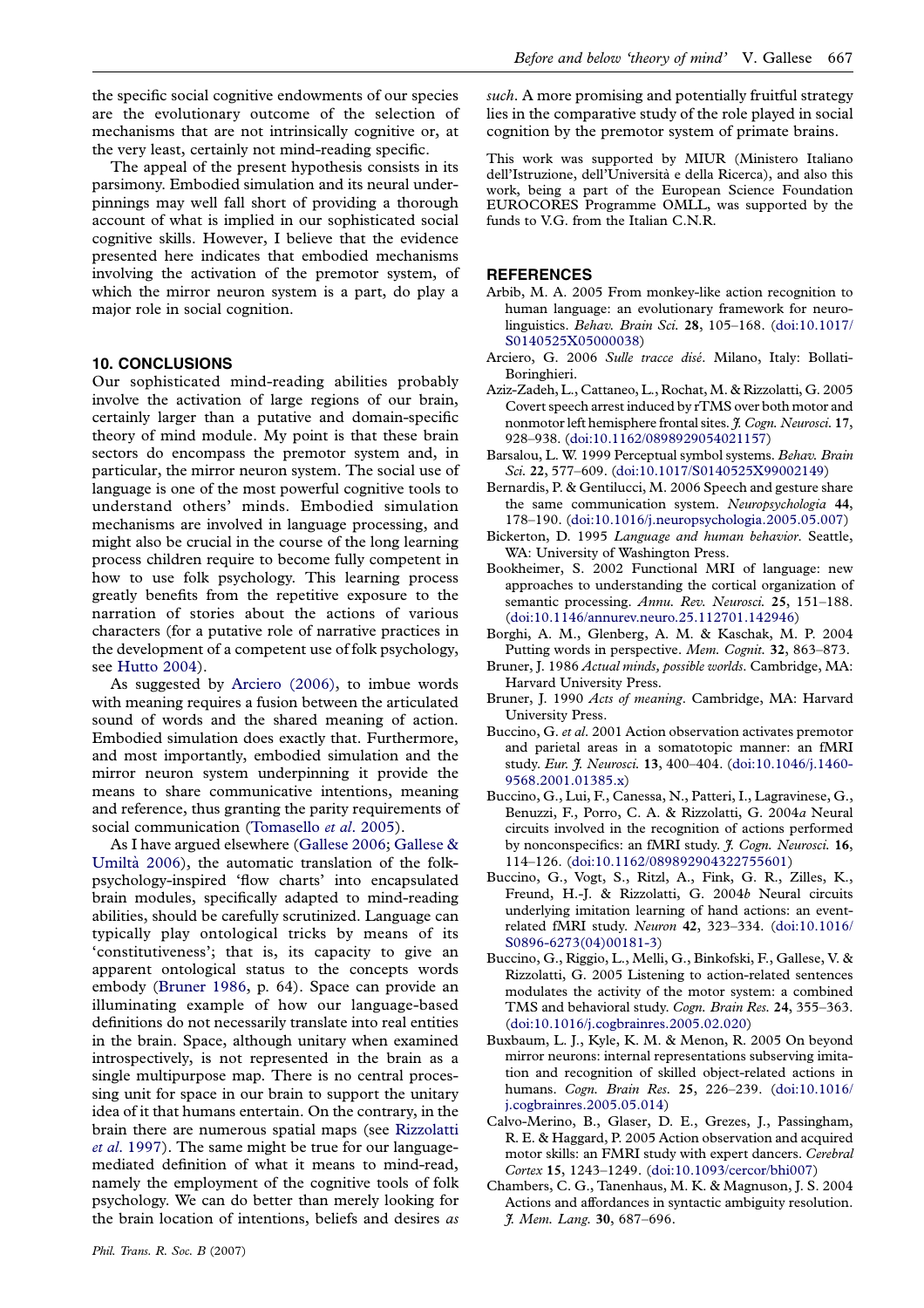the specific social cognitive endowments of our species are the evolutionary outcome of the selection of mechanisms that are not intrinsically cognitive or, at the very least, certainly not mind-reading specific.

The appeal of the present hypothesis consists in its parsimony. Embodied simulation and its neural underpinnings may well fall short of providing a thorough account of what is implied in our sophisticated social cognitive skills. However, I believe that the evidence presented here indicates that embodied mechanisms involving the activation of the premotor system, of which the mirror neuron system is a part, do play a major role in social cognition.

## 10. CONCLUSIONS

Our sophisticated mind-reading abilities probably involve the activation of large regions of our brain, certainly larger than a putative and domain-specific theory of mind module. My point is that these brain sectors do encompass the premotor system and, in particular, the mirror neuron system. The social use of language is one of the most powerful cognitive tools to understand others' minds. Embodied simulation mechanisms are involved in language processing, and might also be crucial in the course of the long learning process children require to become fully competent in how to use folk psychology. This learning process greatly benefits from the repetitive exposure to the narration of stories about the actions of various characters (for a putative role of narrative practices in the development of a competent use of folk psychology, see Hutto 2004).

As suggested by Arciero (2006), to imbue words with meaning requires a fusion between the articulated sound of words and the shared meaning of action. Embodied simulation does exactly that. Furthermore, and most importantly, embodied simulation and the mirror neuron system underpinning it provide the means to share communicative intentions, meaning and reference, thus granting the parity requirements of social communication (Tomasello *et al*. 2005).

As I have argued elsewhere (Gallese 2006; Gallese & Umiltà 2006), the automatic translation of the folk-psychology-inspired 'flow charts' into encapsulated brain modules, specifically adapted to mind-reading abilities, should be carefully scrutinized. Language can typically play ontological tricks by means of its 'constitutiveness'; that is, its capacity to give an apparent ontological status to the concepts words embody (Bruner 1986, p. 64). Space can provide an illuminating example of how our language-based definitions do not necessarily translate into real entities in the brain. Space, although unitary when examined introspectively, is not represented in the brain as a single multipurpose map. There is no central processing unit for space in our brain to support the unitary idea of it that humans entertain. On the contrary, in the brain there are numerous spatial maps (see Rizzolatti *et al*. 1997). The same might be true for our language-mediated definition of what it means to mind-read, namely the employment of the cognitive tools of folk psychology. We can do better than merely looking for the brain location of intentions, beliefs and desires *as such*. A more promising and potentially fruitful strategy lies in the comparative study of the role played in social cognition by the premotor system of primate brains.

This work was supported by MIUR (Ministero Italiano dell'Istruzione, dell'Università e della Ricerca), and also this work, being a part of the European Science Foundation EUROCORES Programme OMLL, was supported by the funds to V.G. from the Italian C.N.R.

## REFERENCES

Arbib, M. A. 2005 From monkey-like action recognition to human language: an evolutionary framework for neurolinguistics. *Behav. Brain Sci.* **28**, 105–168. (doi:10.1017/S0140525X05000038)

Arciero, G. 2006 *Sulle tracce disé*. Milano, Italy: Bollati-Boringhieri.

Aziz-Zadeh, L., Cattaneo, L., Rochat, M. & Rizzolatti, G. 2005 Covert speech arrest induced by rTMS over both motor and nonmotor left hemisphere frontal sites. *J. Cogn. Neurosci.* **17**, 928–938. (doi:10.1162/0898929054021157)

Barsalou, L. W. 1999 Perceptual symbol systems. *Behav. Brain Sci.* **22**, 577–609. (doi:10.1017/S0140525X99002149)

Bernardis, P. & Gentilucci, M. 2006 Speech and gesture share the same communication system. *Neuropsychologia* **44**, 178–190. (doi:10.1016/j.neuropsychologia.2005.05.007)

Bickerton, D. 1995 *Language and human behavior*. Seattle, WA: University of Washington Press.

Bookheimer, S. 2002 Functional MRI of language: new approaches to understanding the cortical organization of semantic processing. *Annu. Rev. Neurosci.* **25**, 151–188. (doi:10.1146/annurev.neuro.25.112701.142946)

Borghi, A. M., Glenberg, A. M. & Kaschak, M. P. 2004 Putting words in perspective. *Mem. Cognit.* **32**, 863–873.

Bruner, J. 1986 *Actual minds, possible worlds*. Cambridge, MA: Harvard University Press.

Bruner, J. 1990 *Acts of meaning*. Cambridge, MA: Harvard University Press.

Buccino, G. *et al*. 2001 Action observation activates premotor and parietal areas in a somatotopic manner: an fMRI study. *Eur. J. Neurosci.* **13**, 400–404. (doi:10.1046/j.1460-9568.2001.01385.x)

Buccino, G., Lui, F., Canessa, N., Patteri, I., Lagravinese, G., Benuzzi, F., Porro, C. A. & Rizzolatti, G. 2004*a* Neural circuits involved in the recognition of actions performed by nonconspecifics: an fMRI study. *J. Cogn. Neurosci.* **16**, 114–126. (doi:10.1162/089892904322755601)

Buccino, G., Vogt, S., Ritzl, A., Fink, G. R., Zilles, K., Freund, H.-J. & Rizzolatti, G. 2004*b* Neural circuits underlying imitation learning of hand actions: an event-related fMRI study. *Neuron* **42**, 323–334. (doi:10.1016/S0896-6273(04)00181-3)

Buccino, G., Riggio, L., Melli, G., Binkofski, F., Gallese, V. & Rizzolatti, G. 2005 Listening to action-related sentences modulates the activity of the motor system: a combined TMS and behavioral study. *Cogn. Brain Res.* **24**, 355–363. (doi:10.1016/j.cogbrainres.2005.02.020)

Buxbaum, L. J., Kyle, K. M. & Menon, R. 2005 On beyond mirror neurons: internal representations subserving imitation and recognition of skilled object-related actions in humans. *Cogn. Brain Res.* **25**, 226–239. (doi:10.1016/j.cogbrainres.2005.05.014)

Calvo-Merino, B., Glaser, D. E., Grezes, J., Passingham, R. E. & Haggard, P. 2005 Action observation and acquired motor skills: an FMRI study with expert dancers. *Cerebral Cortex* **15**, 1243–1249. (doi:10.1093/cercor/bhi007)

Chambers, C. G., Tanenhaus, M. K. & Magnuson, J. S. 2004 Actions and affordances in syntactic ambiguity resolution. *J. Mem. Lang.* **30**, 687–696.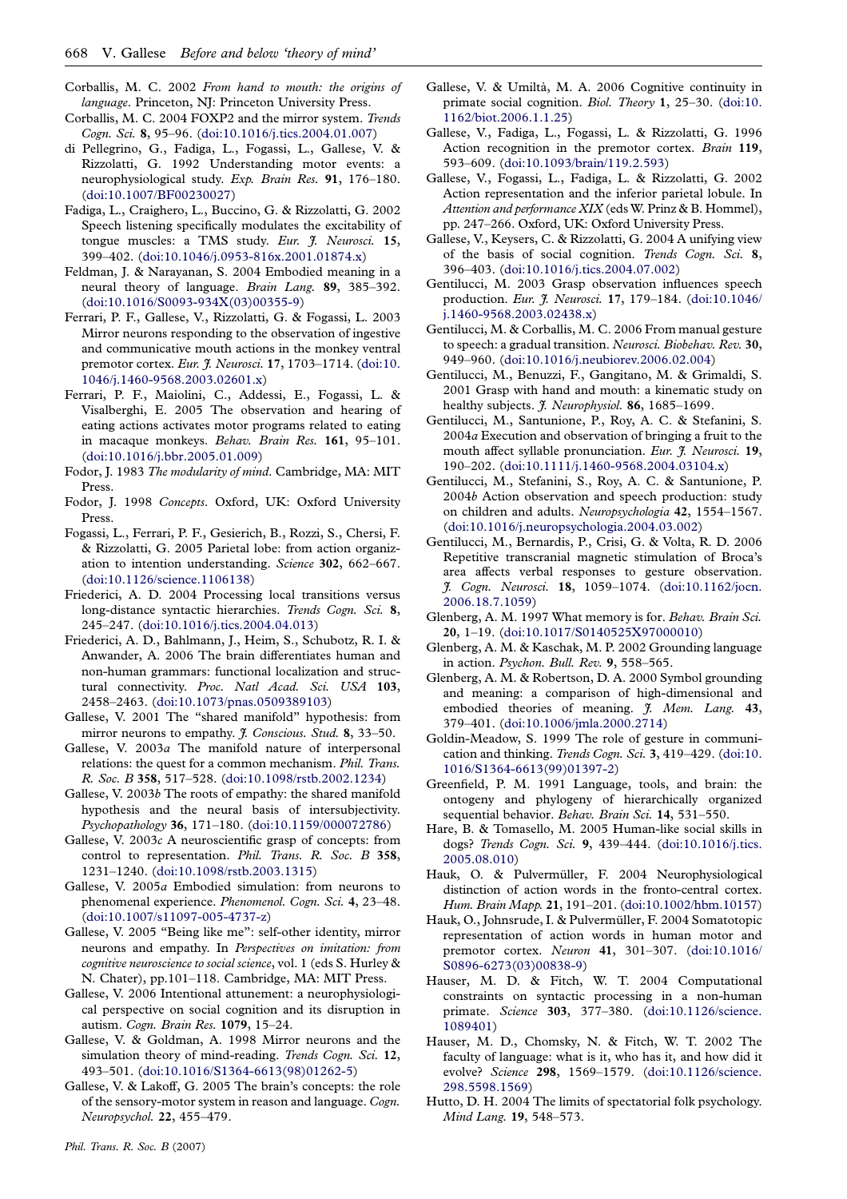Corballis, M. C. 2002 *From hand to mouth: the origins of language*. Princeton, NJ: Princeton University Press.

Corballis, M. C. 2004 FOXP2 and the mirror system. *Trends Cogn. Sci.* **8**, 95–96. (doi:10.1016/j.tics.2004.01.007)

di Pellegrino, G., Fadiga, L., Fogassi, L., Gallese, V. & Rizzolatti, G. 1992 Understanding motor events: a neurophysiological study. *Exp. Brain Res.* **91**, 176–180. (doi:10.1007/BF00230027)

Fadiga, L., Craighero, L., Buccino, G. & Rizzolatti, G. 2002 Speech listening specifically modulates the excitability of tongue muscles: a TMS study. *Eur. J. Neurosci.* **15**, 399–402. (doi:10.1046/j.0953-816x.2001.01874.x)

Feldman, J. & Narayanan, S. 2004 Embodied meaning in a neural theory of language. *Brain Lang.* **89**, 385–392. (doi:10.1016/S0093-934X(03)00355-9)

Ferrari, P. F., Gallese, V., Rizzolatti, G. & Fogassi, L. 2003 Mirror neurons responding to the observation of ingestive and communicative mouth actions in the monkey ventral premotor cortex. *Eur. J. Neurosci.* **17**, 1703–1714. (doi:10.1046/j.1460-9568.2003.02601.x)

Ferrari, P. F., Maiolini, C., Addessi, E., Fogassi, L. & Visalberghi, E. 2005 The observation and hearing of eating actions activates motor programs related to eating in macaque monkeys. *Behav. Brain Res.* **161**, 95–101. (doi:10.1016/j.bbr.2005.01.009)

Fodor, J. 1983 *The modularity of mind*. Cambridge, MA: MIT Press.

Fodor, J. 1998 *Concepts*. Oxford, UK: Oxford University Press.

Fogassi, L., Ferrari, P. F., Gesierich, B., Rozzi, S., Chersi, F. & Rizzolatti, G. 2005 Parietal lobe: from action organization to intention understanding. *Science* **302**, 662–667. (doi:10.1126/science.1106138)

Friederici, A. D. 2004 Processing local transitions versus long-distance syntactic hierarchies. *Trends Cogn. Sci.* **8**, 245–247. (doi:10.1016/j.tics.2004.04.013)

Friederici, A. D., Bahlmann, J., Heim, S., Schubotz, R. I. & Anwander, A. 2006 The brain differentiates human and non-human grammars: functional localization and structural connectivity. *Proc. Natl Acad. Sci. USA* **103**, 2458–2463. (doi:10.1073/pnas.0509389103)

Gallese, V. 2001 The "shared manifold" hypothesis: from mirror neurons to empathy. *J. Conscious. Stud.* **8**, 33–50.

Gallese, V. 2003*a* The manifold nature of interpersonal relations: the quest for a common mechanism. *Phil. Trans. R. Soc. B* **358**, 517–528. (doi:10.1098/rstb.2002.1234)

Gallese, V. 2003*b* The roots of empathy: the shared manifold hypothesis and the neural basis of intersubjectivity. *Psychopathology* **36**, 171–180. (doi:10.1159/000072786)

Gallese, V. 2003*c* A neuroscientific grasp of concepts: from control to representation. *Phil. Trans. R. Soc. B* **358**, 1231–1240. (doi:10.1098/rstb.2003.1315)

Gallese, V. 2005*a* Embodied simulation: from neurons to phenomenal experience. *Phenomenol. Cogn. Sci.* **4**, 23–48. (doi:10.1007/s11097-005-4737-z)

Gallese, V. 2005 "Being like me": self-other identity, mirror neurons and empathy. In *Perspectives on imitation: from cognitive neuroscience to social science*, vol. 1 (eds S. Hurley & N. Chater), pp.101–118. Cambridge, MA: MIT Press.

Gallese, V. 2006 Intentional attunement: a neurophysiological perspective on social cognition and its disruption in autism. *Cogn. Brain Res.* **1079**, 15–24.

Gallese, V. & Goldman, A. 1998 Mirror neurons and the simulation theory of mind-reading. *Trends Cogn. Sci.* **12**, 493–501. (doi:10.1016/S1364-6613(98)01262-5)

Gallese, V. & Lakoff, G. 2005 The brain's concepts: the role of the sensory-motor system in reason and language. *Cogn. Neuropsychol.* **22**, 455–479.

Gallese, V. & Umiltà, M. A. 2006 Cognitive continuity in primate social cognition. *Biol. Theory* **1**, 25–30. (doi:10.1162/biot.2006.1.1.25)

Gallese, V., Fadiga, L., Fogassi, L. & Rizzolatti, G. 1996 Action recognition in the premotor cortex. *Brain* **119**, 593–609. (doi:10.1093/brain/119.2.593)

Gallese, V., Fogassi, L., Fadiga, L. & Rizzolatti, G. 2002 Action representation and the inferior parietal lobule. In *Attention and performance XIX* (eds W. Prinz & B. Hommel), pp. 247–266. Oxford, UK: Oxford University Press.

Gallese, V., Keysers, C. & Rizzolatti, G. 2004 A unifying view of the basis of social cognition. *Trends Cogn. Sci.* **8**, 396–403. (doi:10.1016/j.tics.2004.07.002)

Gentilucci, M. 2003 Grasp observation influences speech production. *Eur. J. Neurosci.* **17**, 179–184. (doi:10.1046/j.1460-9568.2003.02438.x)

Gentilucci, M. & Corballis, M. C. 2006 From manual gesture to speech: a gradual transition. *Neurosci. Biobehav. Rev.* **30**, 949–960. (doi:10.1016/j.neubiorev.2006.02.004)

Gentilucci, M., Benuzzi, F., Gangitano, M. & Grimaldi, S. 2001 Grasp with hand and mouth: a kinematic study on healthy subjects. *J. Neurophysiol.* **86**, 1685–1699.

Gentilucci, M., Santunione, P., Roy, A. C. & Stefanini, S. 2004*a* Execution and observation of bringing a fruit to the mouth affect syllable pronunciation. *Eur. J. Neurosci.* **19**, 190–202. (doi:10.1111/j.1460-9568.2004.03104.x)

Gentilucci, M., Stefanini, S., Roy, A. C. & Santunione, P. 2004*b* Action observation and speech production: study on children and adults. *Neuropsychologia* **42**, 1554–1567. (doi:10.1016/j.neuropsychologia.2004.03.002)

Gentilucci, M., Bernardis, P., Crisi, G. & Volta, R. D. 2006 Repetitive transcranial magnetic stimulation of Broca's area affects verbal responses to gesture observation. *J. Cogn. Neurosci.* **18**, 1059–1074. (doi:10.1162/jocn.2006.18.7.1059)

Glenberg, A. M. 1997 What memory is for. *Behav. Brain Sci.* **20**, 1–19. (doi:10.1017/S0140525X97000010)

Glenberg, A. M. & Kaschak, M. P. 2002 Grounding language in action. *Psychon. Bull. Rev.* **9**, 558–565.

Glenberg, A. M. & Robertson, D. A. 2000 Symbol grounding and meaning: a comparison of high-dimensional and embodied theories of meaning. *J. Mem. Lang.* **43**, 379–401. (doi:10.1006/jmla.2000.2714)

Goldin-Meadow, S. 1999 The role of gesture in communication and thinking. *Trends Cogn. Sci.* **3**, 419–429. (doi:10.1016/S1364-6613(99)01397-2)

Greenfield, P. M. 1991 Language, tools, and brain: the ontogeny and phylogeny of hierarchically organized sequential behavior. *Behav. Brain Sci.* **14**, 531–550.

Hare, B. & Tomasello, M. 2005 Human-like social skills in dogs? *Trends Cogn. Sci.* **9**, 439–444. (doi:10.1016/j.tics.2005.08.010)

Hauk, O. & Pulvermüller, F. 2004 Neurophysiological distinction of action words in the fronto-central cortex. *Hum. Brain Mapp.* **21**, 191–201. (doi:10.1002/hbm.10157)

Hauk, O., Johnsrude, I. & Pulvermüller, F. 2004 Somatotopic representation of action words in human motor and premotor cortex. *Neuron* **41**, 301–307. (doi:10.1016/S0896-6273(03)00838-9)

Hauser, M. D. & Fitch, W. T. 2004 Computational constraints on syntactic processing in a non-human primate. *Science* **303**, 377–380. (doi:10.1126/science.1089401)

Hauser, M. D., Chomsky, N. & Fitch, W. T. 2002 The faculty of language: what is it, who has it, and how did it evolve? *Science* **298**, 1569–1579. (doi:10.1126/science.298.5598.1569)

Hutto, D. H. 2004 The limits of spectatorial folk psychology. *Mind Lang.* **19**, 548–573.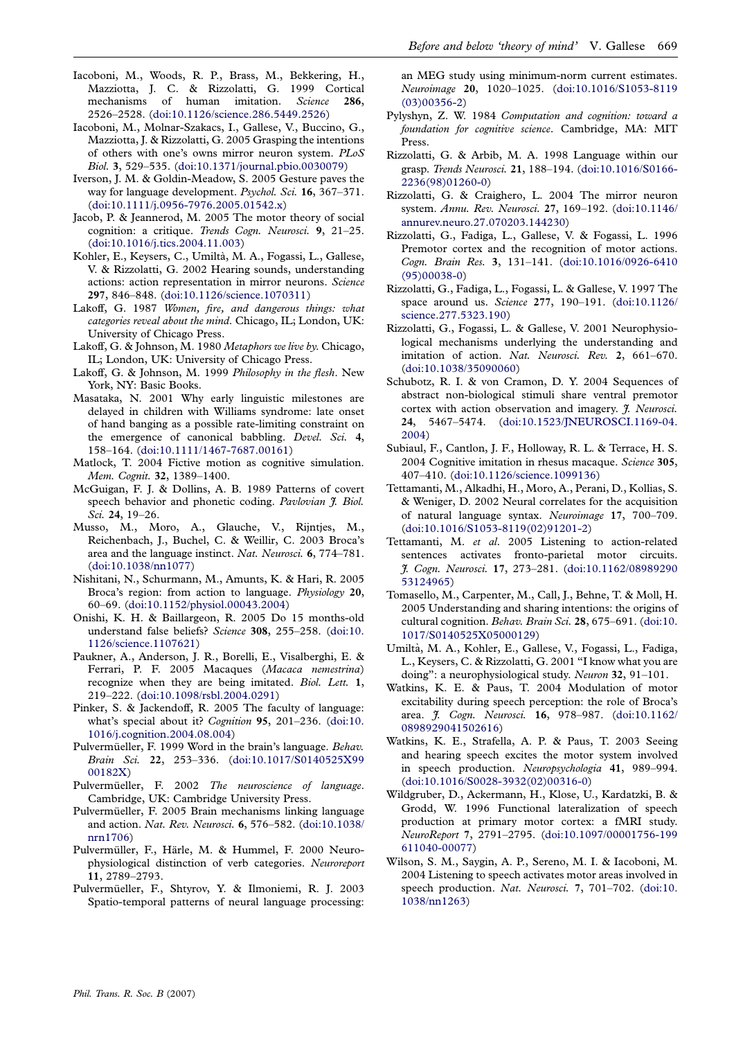Iacoboni, M., Woods, R. P., Brass, M., Bekkering, H., Mazziotta, J. C. & Rizzolatti, G. 1999 Cortical mechanisms of human imitation. *Science* **286**, 2526–2528. (doi:10.1126/science.286.5449.2526)

Iacoboni, M., Molnar-Szakacs, I., Gallese, V., Buccino, G., Mazziotta, J. & Rizzolatti, G. 2005 Grasping the intentions of others with one's owns mirror neuron system. *PLoS Biol.* **3**, 529–535. (doi:10.1371/journal.pbio.0030079)

Iverson, J. M. & Goldin-Meadow, S. 2005 Gesture paves the way for language development. *Psychol. Sci.* **16**, 367–371. (doi:10.1111/j.0956-7976.2005.01542.x)

Jacob, P. & Jeannerod, M. 2005 The motor theory of social cognition: a critique. *Trends Cogn. Neurosci.* **9**, 21–25. (doi:10.1016/j.tics.2004.11.003)

Kohler, E., Keysers, C., Umiltà, M. A., Fogassi, L., Gallese, V. & Rizzolatti, G. 2002 Hearing sounds, understanding actions: action representation in mirror neurons. *Science* **297**, 846–848. (doi:10.1126/science.1070311)

Lakoff, G. 1987 *Women, fire, and dangerous things: what categories reveal about the mind*. Chicago, IL; London, UK: University of Chicago Press.

Lakoff, G. & Johnson, M. 1980 *Metaphors we live by*. Chicago, IL; London, UK: University of Chicago Press.

Lakoff, G. & Johnson, M. 1999 *Philosophy in the flesh*. New York, NY: Basic Books.

Masataka, N. 2001 Why early linguistic milestones are delayed in children with Williams syndrome: late onset of hand banging as a possible rate-limiting constraint on the emergence of canonical babbling. *Devel. Sci.* **4**, 158–164. (doi:10.1111/1467-7687.00161)

Matlock, T. 2004 Fictive motion as cognitive simulation. *Mem. Cognit.* **32**, 1389–1400.

McGuigan, F. J. & Dollins, A. B. 1989 Patterns of covert speech behavior and phonetic coding. *Pavlovian J. Biol. Sci.* **24**, 19–26.

Musso, M., Moro, A., Glauche, V., Rijntjes, M., Reichenbach, J., Buchel, C. & Weillir, C. 2003 Broca's area and the language instinct. *Nat. Neurosci.* **6**, 774–781. (doi:10.1038/nn1077)

Nishitani, N., Schurmann, M., Amunts, K. & Hari, R. 2005 Broca's region: from action to language. *Physiology* **20**, 60–69. (doi:10.1152/physiol.00043.2004)

Onishi, K. H. & Baillargeon, R. 2005 Do 15 months-old understand false beliefs? *Science* **308**, 255–258. (doi:10.1126/science.1107621)

Paukner, A., Anderson, J. R., Borelli, E., Visalberghi, E. & Ferrari, P. F. 2005 Macaques (*Macaca nemestrina*) recognize when they are being imitated. *Biol. Lett.* **1**, 219–222. (doi:10.1098/rsbl.2004.0291)

Pinker, S. & Jackendoff, R. 2005 The faculty of language: what's special about it? *Cognition* **95**, 201–236. (doi:10.1016/j.cognition.2004.08.004)

Pulvermüeller, F. 1999 Word in the brain's language. *Behav. Brain Sci.* **22**, 253–336. (doi:10.1017/S0140525X9900182X)

Pulvermüeller, F. 2002 *The neuroscience of language*. Cambridge, UK: Cambridge University Press.

Pulvermüeller, F. 2005 Brain mechanisms linking language and action. *Nat. Rev. Neurosci.* **6**, 576–582. (doi:10.1038/nrn1706)

Pulvermüller, F., Härle, M. & Hummel, F. 2000 Neurophysiological distinction of verb categories. *Neuroreport* **11**, 2789–2793.

Pulvermüeller, F., Shtyrov, Y. & Ilmoniemi, R. J. 2003 Spatio-temporal patterns of neural language processing: an MEG study using minimum-norm current estimates. *Neuroimage* **20**, 1020–1025. (doi:10.1016/S1053-8119(03)00356-2)

Pylyshyn, Z. W. 1984 *Computation and cognition: toward a foundation for cognitive science*. Cambridge, MA: MIT Press.

Rizzolatti, G. & Arbib, M. A. 1998 Language within our grasp. *Trends Neurosci.* **21**, 188–194. (doi:10.1016/S0166-2236(98)01260-0)

Rizzolatti, G. & Craighero, L. 2004 The mirror neuron system. *Annu. Rev. Neurosci.* **27**, 169–192. (doi:10.1146/annurev.neuro.27.070203.144230)

Rizzolatti, G., Fadiga, L., Gallese, V. & Fogassi, L. 1996 Premotor cortex and the recognition of motor actions. *Cogn. Brain Res.* **3**, 131–141. (doi:10.1016/0926-6410(95)00038-0)

Rizzolatti, G., Fadiga, L., Fogassi, L. & Gallese, V. 1997 The space around us. *Science* **277**, 190–191. (doi:10.1126/science.277.5323.190)

Rizzolatti, G., Fogassi, L. & Gallese, V. 2001 Neurophysiological mechanisms underlying the understanding and imitation of action. *Nat. Neurosci. Rev.* **2**, 661–670. (doi:10.1038/35090060)

Schubotz, R. I. & von Cramon, D. Y. 2004 Sequences of abstract non-biological stimuli share ventral premotor cortex with action observation and imagery. *J. Neurosci.* **24**, 5467–5474. (doi:10.1523/JNEUROSCI.1169-04.2004)

Subiaul, F., Cantlon, J. F., Holloway, R. L. & Terrace, H. S. 2004 Cognitive imitation in rhesus macaque. *Science* **305**, 407–410. (doi:10.1126/science.1099136)

Tettamanti, M., Alkadhi, H., Moro, A., Perani, D., Kollias, S. & Weniger, D. 2002 Neural correlates for the acquisition of natural language syntax. *Neuroimage* **17**, 700–709. (doi:10.1016/S1053-8119(02)91201-2)

Tettamanti, M. *et al.* 2005 Listening to action-related sentences activates fronto-parietal motor circuits. *J. Cogn. Neurosci.* **17**, 273–281. (doi:10.1162/0898929053124965)

Tomasello, M., Carpenter, M., Call, J., Behne, T. & Moll, H. 2005 Understanding and sharing intentions: the origins of cultural cognition. *Behav. Brain Sci.* **28**, 675–691. (doi:10.1017/S0140525X05000129)

Umiltà, M. A., Kohler, E., Gallese, V., Fogassi, L., Fadiga, L., Keysers, C. & Rizzolatti, G. 2001 "I know what you are doing": a neurophysiological study. *Neuron* **32**, 91–101.

Watkins, K. E. & Paus, T. 2004 Modulation of motor excitability during speech perception: the role of Broca's area. *J. Cogn. Neurosci.* **16**, 978–987. (doi:10.1162/0898929041502616)

Watkins, K. E., Strafella, A. P. & Paus, T. 2003 Seeing and hearing speech excites the motor system involved in speech production. *Neuropsychologia* **41**, 989–994. (doi:10.1016/S0028-3932(02)00316-0)

Wildgruber, D., Ackermann, H., Klose, U., Kardatzki, B. & Grodd, W. 1996 Functional lateralization of speech production at primary motor cortex: a fMRI study. *NeuroReport* **7**, 2791–2795. (doi:10.1097/00001756-199611040-00077)

Wilson, S. M., Saygin, A. P., Sereno, M. I. & Iacoboni, M. 2004 Listening to speech activates motor areas involved in speech production. *Nat. Neurosci.* **7**, 701–702. (doi:10.1038/nn1263)